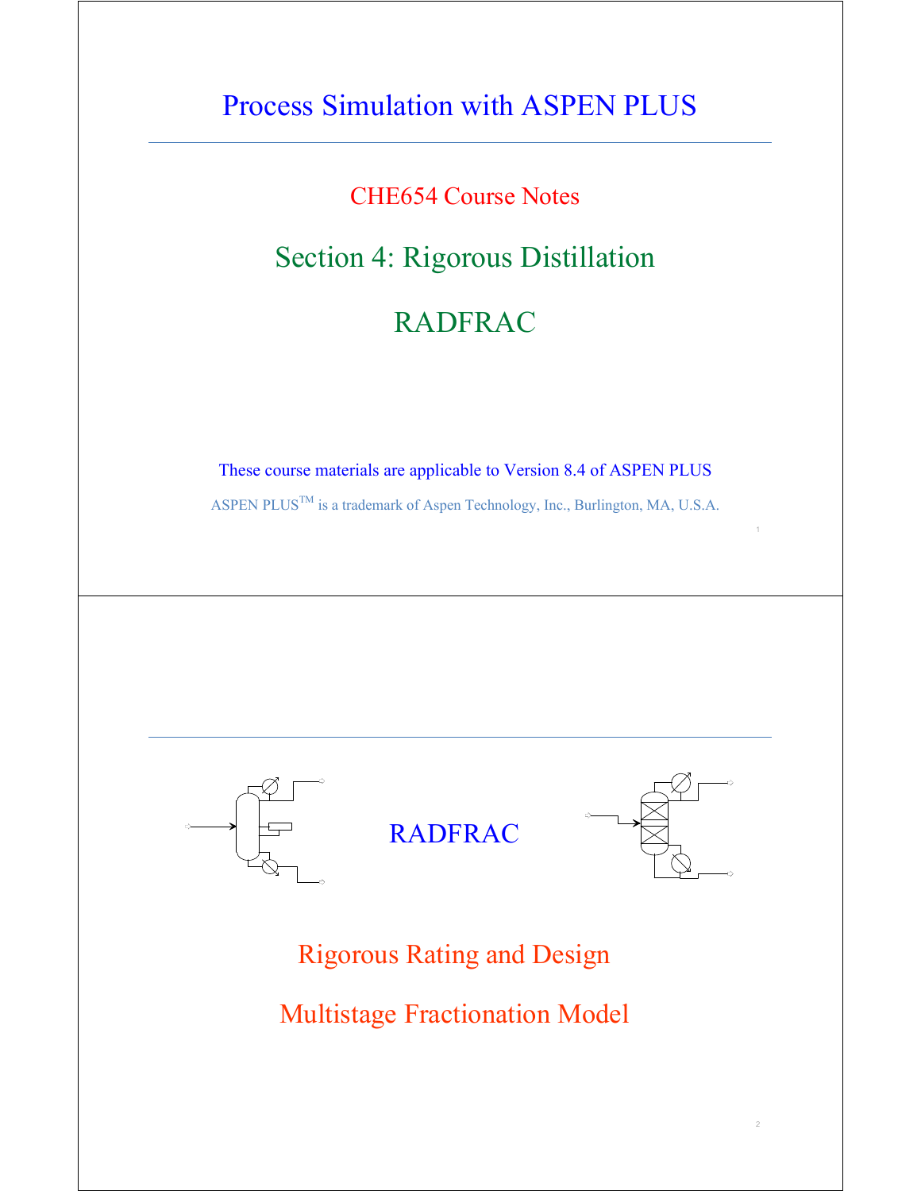# Process Simulation with ASPEN PLUS

## CHE654 Course Notes

## Section 4: Rigorous Distillation

## RADFRAC

These course materials are applicable to Version 8.4 of ASPEN PLUS

ASPEN PLUS[TM] is a trademark of Aspen Technology, Inc., Burlington, MA, U.S.A.

---

## RADFRAC

### Rigorous Rating and Design

### Multistage Fractionation Model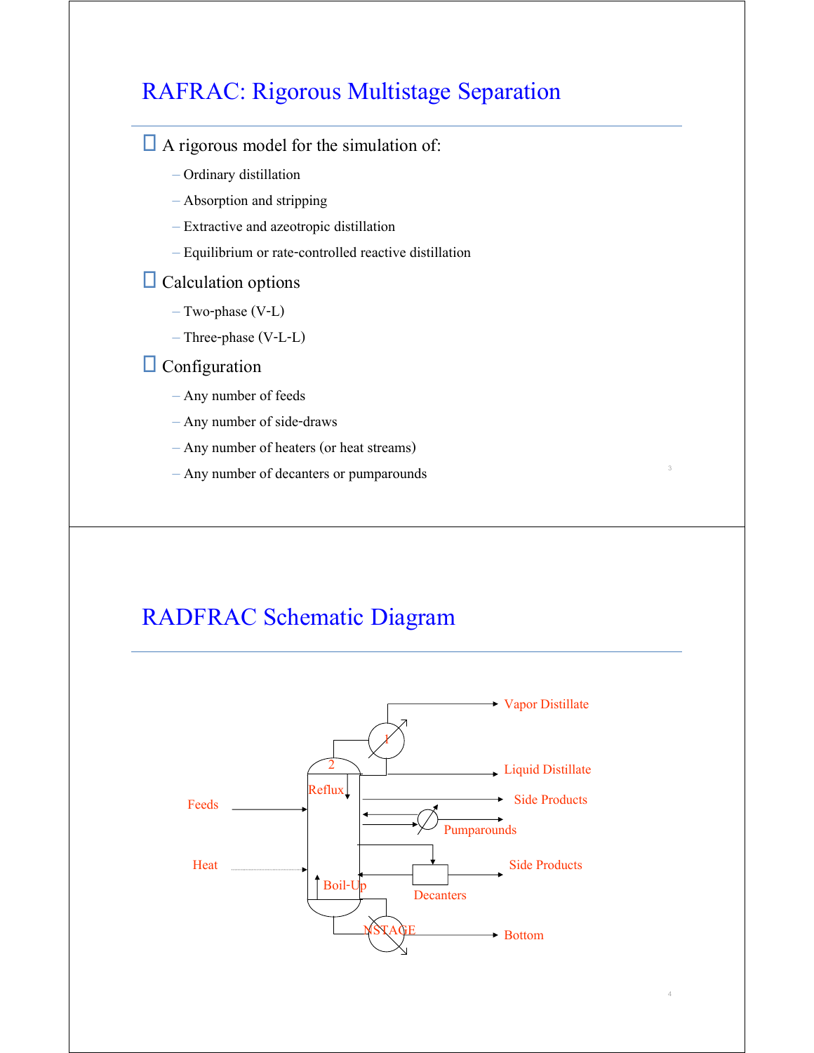# RAFRAC: Rigorous Multistage Separation

- A rigorous model for the simulation of:
  - Ordinary distillation
  - Absorption and stripping
  - Extractive and azeotropic distillation
  - Equilibrium or rate-controlled reactive distillation
- Calculation options
  - Two-phase (V-L)
  - Three-phase (V-L-L)
- Configuration
  - Any number of feeds
  - Any number of side-draws
  - Any number of heaters (or heat streams)
  - Any number of decanters or pumparounds

# RADFRAC Schematic Diagram

Vapor Distillate

1

2

Liquid Distillate

Reflux

Feeds

Side Products

Pumparounds

Heat

Side Products

Boil-Up

Decanters

NSTAGE

Bottom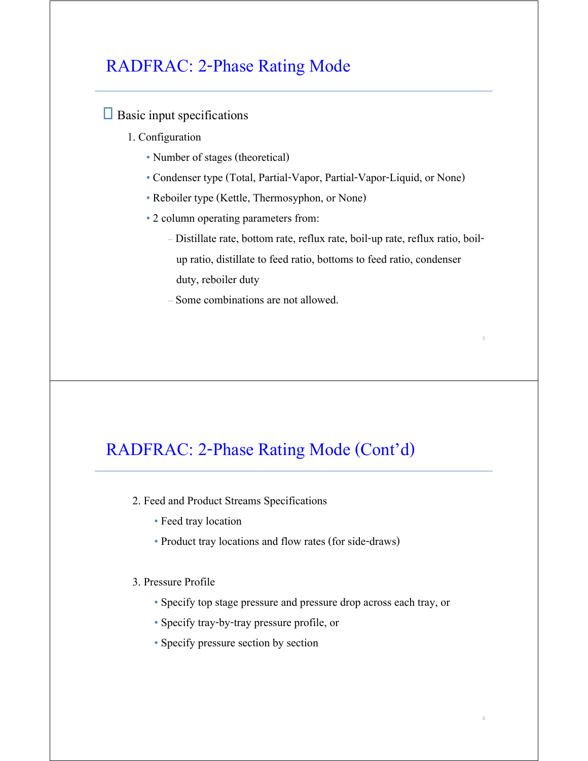# RADFRAC: 2-Phase Rating Mode

- Basic input specifications
  1. Configuration
     - Number of stages (theoretical)
     - Condenser type (Total, Partial-Vapor, Partial-Vapor-Liquid, or None)
     - Reboiler type (Kettle, Thermosyphon, or None)
     - 2 column operating parameters from:
       - Distillate rate, bottom rate, reflux rate, boil-up rate, reflux ratio, boil-up ratio, distillate to feed ratio, bottoms to feed ratio, condenser duty, reboiler duty
       - Some combinations are not allowed.

# RADFRAC: 2-Phase Rating Mode (Cont'd)

2. Feed and Product Streams Specifications
   - Feed tray location
   - Product tray locations and flow rates (for side-draws)

3. Pressure Profile
   - Specify top stage pressure and pressure drop across each tray, or
   - Specify tray-by-tray pressure profile, or
   - Specify pressure section by section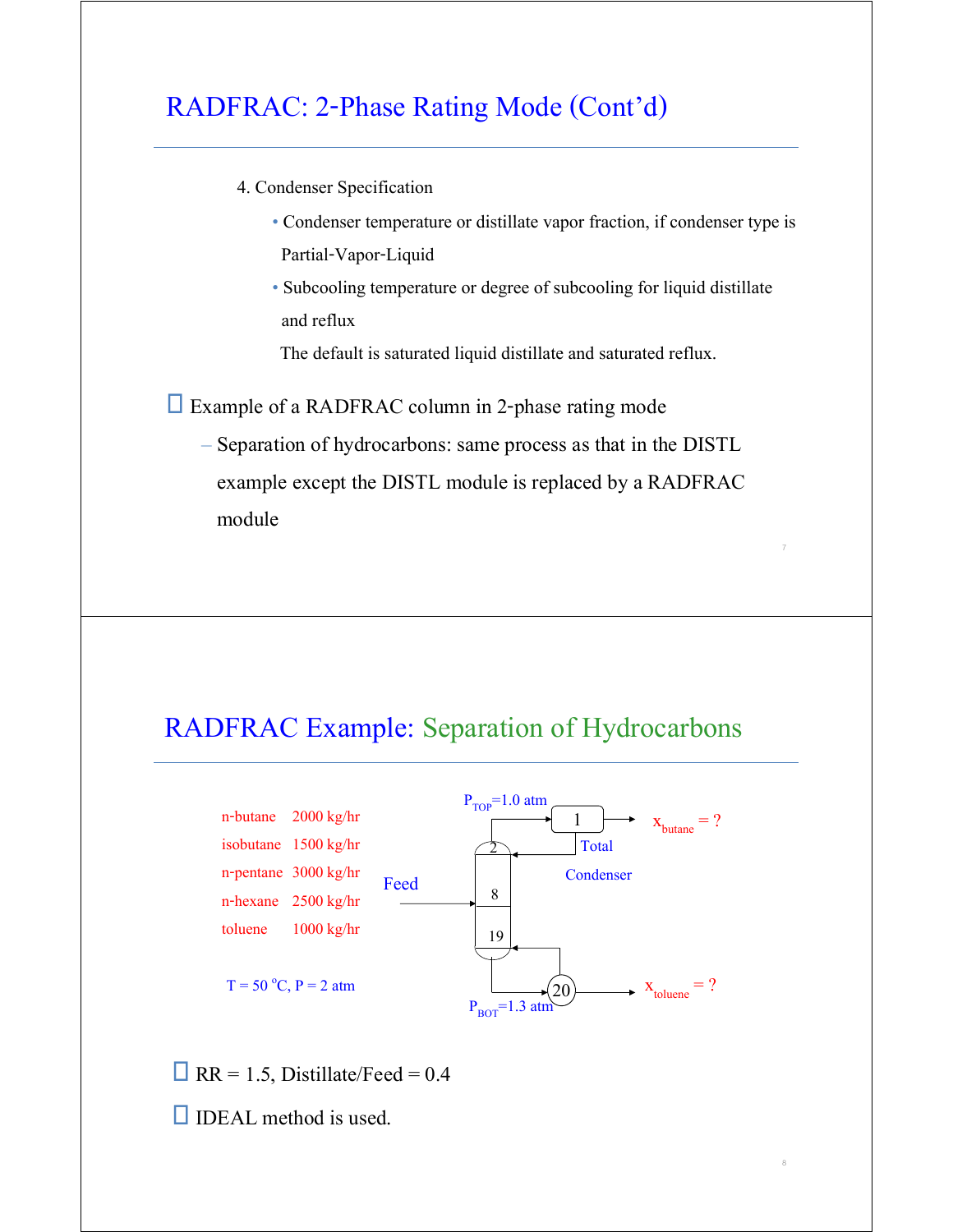# RADFRAC: 2-Phase Rating Mode (Cont'd)

4. Condenser Specification
   - Condenser temperature or distillate vapor fraction, if condenser type is Partial-Vapor-Liquid
   - Subcooling temperature or degree of subcooling for liquid distillate and reflux

   The default is saturated liquid distillate and saturated reflux.

- Example of a RADFRAC column in 2-phase rating mode
  - Separation of hydrocarbons: same process as that in the DISTL example except the DISTL module is replaced by a RADFRAC module

# RADFRAC Example: Separation of Hydrocarbons

Feed:

| Component | Flow |
| --- | --- |
| n-butane | 2000 kg/hr |
| isobutane | 1500 kg/hr |
| n-pentane | 3000 kg/hr |
| n-hexane | 2500 kg/hr |
| toluene | 1000 kg/hr |

T = 50 °C, P = 2 atm

Column: $P_{TOP}$=1.0 atm, $P_{BOT}$=1.3 atm; stages 1 (Total Condenser), 2, feed at 8, 19, 20 (reboiler)

$x_{butane}$ = ?

$x_{toluene}$ = ?

- RR = 1.5, Distillate/Feed = 0.4
- IDEAL method is used.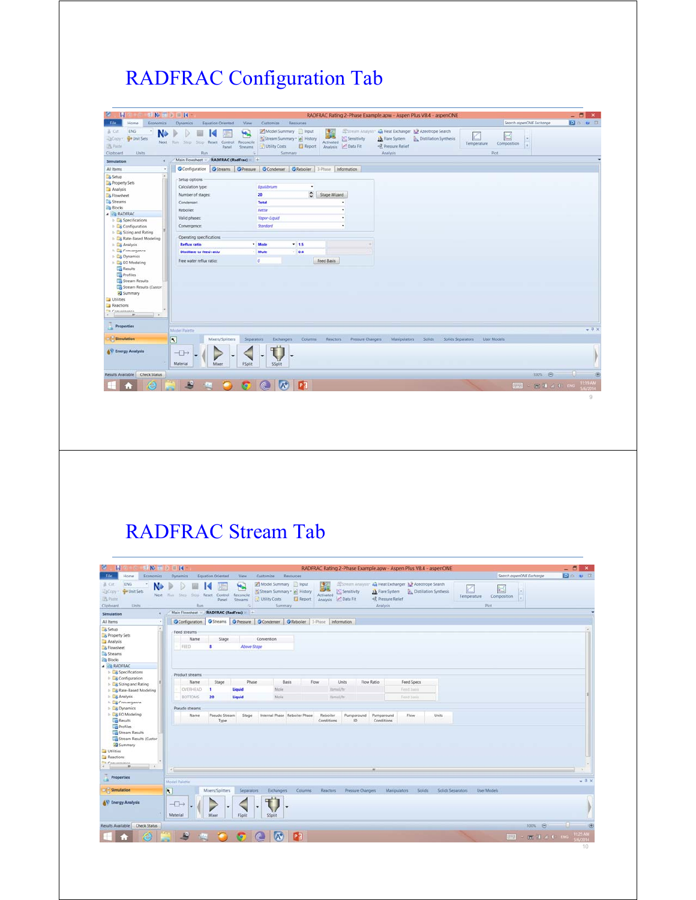# RADFRAC Configuration Tab

# RADFRAC Stream Tab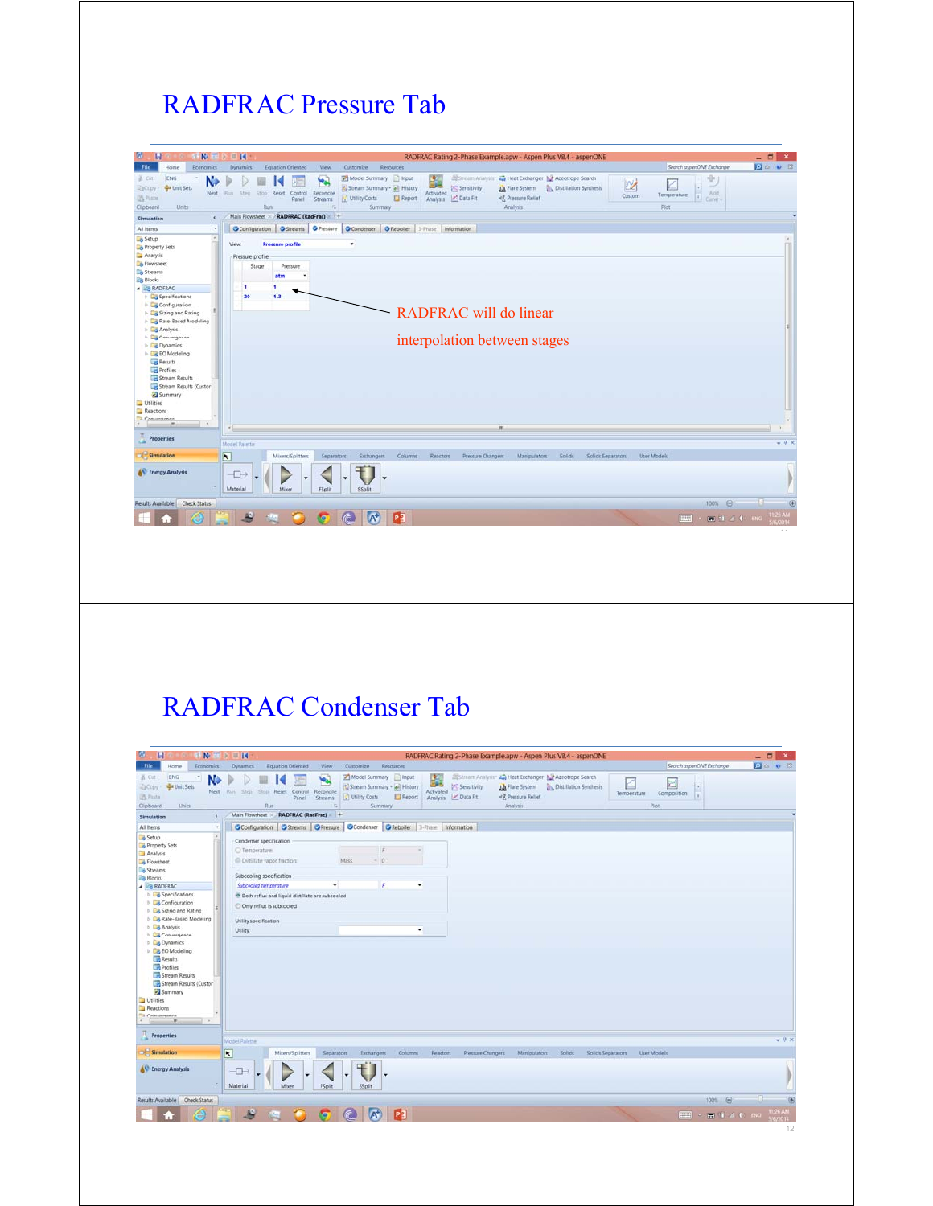# RADFRAC Pressure Tab

View: Pressure profile

Pressure profile

| Stage | Pressure |
| --- | --- |
| | atm |
| 1 | 1 |
| 20 | 1.3 |

RADFRAC will do linear interpolation between stages

# RADFRAC Condenser Tab

Condenser specification

- Temperature: F
- Distillate vapor fraction: Mass 0

Subcooling specification

- Subcooled temperature: F
- Both reflux and liquid distillate are subcooled
- Only reflux is subcooled

Utility specification

- Utility: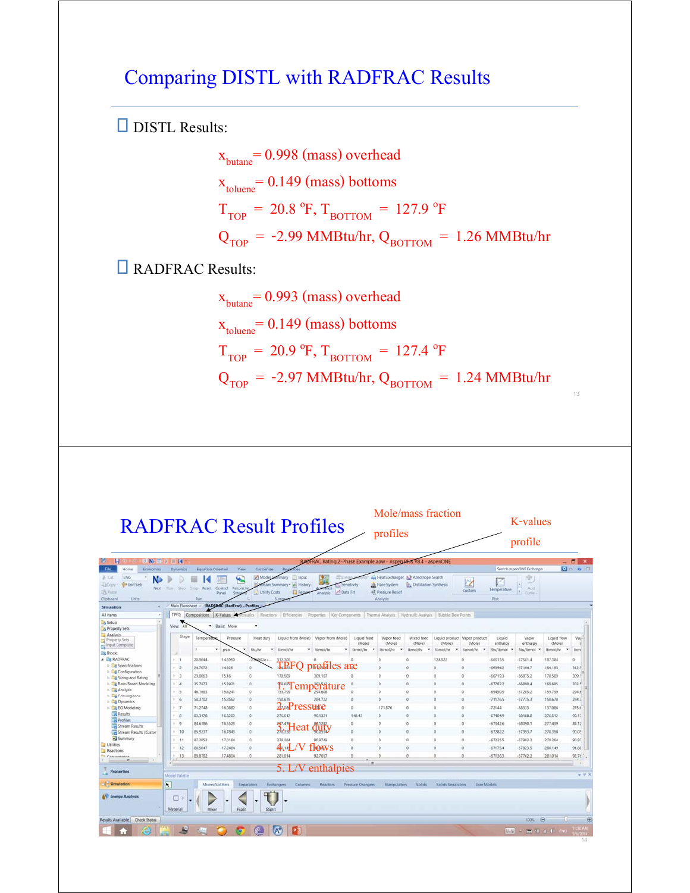# Comparing DISTL with RADFRAC Results

- DISTL Results:

  $x_{butane}$ = 0.998 (mass) overhead

  $x_{toluene}$ = 0.149 (mass) bottoms

  $T_{TOP}$ = 20.8 °F, $T_{BOTTOM}$ = 127.9 °F

  $Q_{TOP}$ = -2.99 MMBtu/hr, $Q_{BOTTOM}$ = 1.26 MMBtu/hr

- RADFRAC Results:

  $x_{butane}$ = 0.993 (mass) overhead

  $x_{toluene}$ = 0.149 (mass) bottoms

  $T_{TOP}$ = 20.9 °F, $T_{BOTTOM}$ = 127.4 °F

  $Q_{TOP}$ = -2.97 MMBtu/hr, $Q_{BOTTOM}$ = 1.24 MMBtu/hr

# RADFRAC Result Profiles

Mole/mass fraction profiles

K-values profile

TPFQ profiles are

1. Temperature
2. Pressure
3. Heat duty
4. L/V flows
5. L/V enthalpies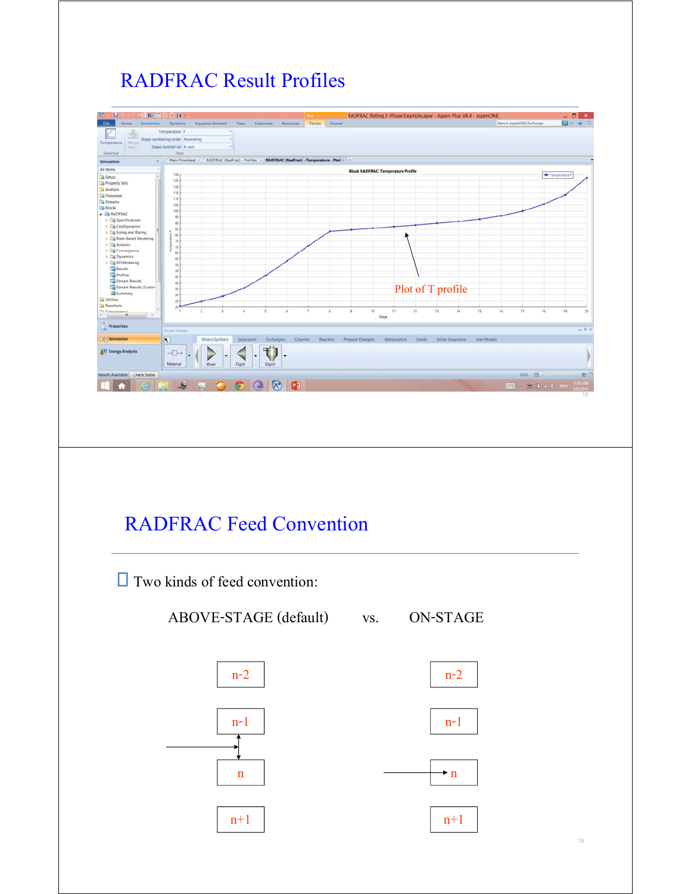# RADFRAC Result Profiles

Plot of T profile

# RADFRAC Feed Convention

- Two kinds of feed convention:

ABOVE-STAGE (default) vs. ON-STAGE

| ABOVE-STAGE | ON-STAGE |
|---|---|
| n-2 | n-2 |
| n-1 | n-1 |
| → (feed enters between n-1 and n) | → n (feed enters stage n) |
| n | |
| n+1 | n+1 |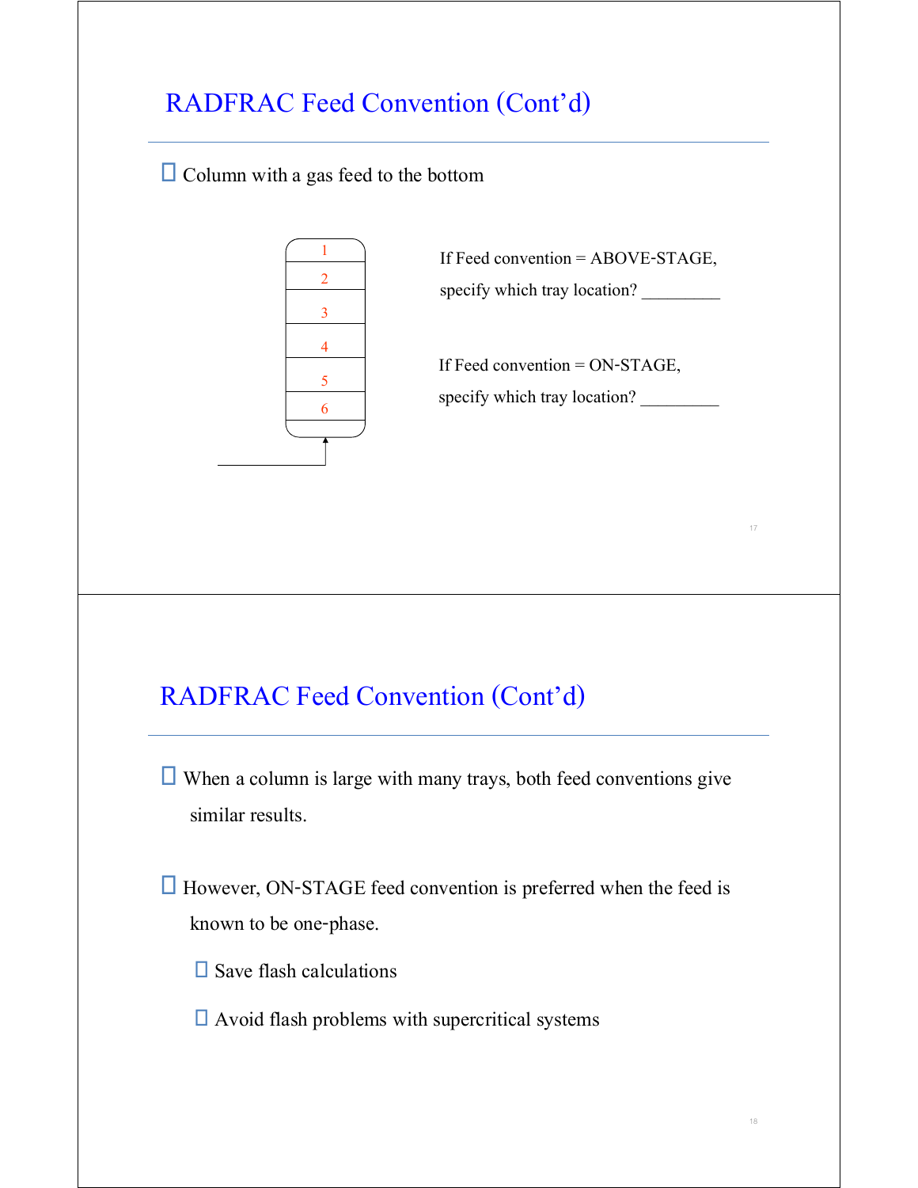## RADFRAC Feed Convention (Cont'd)

- Column with a gas feed to the bottom

1
2
3
4
5
6

If Feed convention = ABOVE-STAGE, specify which tray location? _________

If Feed convention = ON-STAGE, specify which tray location? _________

## RADFRAC Feed Convention (Cont'd)

- When a column is large with many trays, both feed conventions give similar results.

- However, ON-STAGE feed convention is preferred when the feed is known to be one-phase.
  - Save flash calculations
  - Avoid flash problems with supercritical systems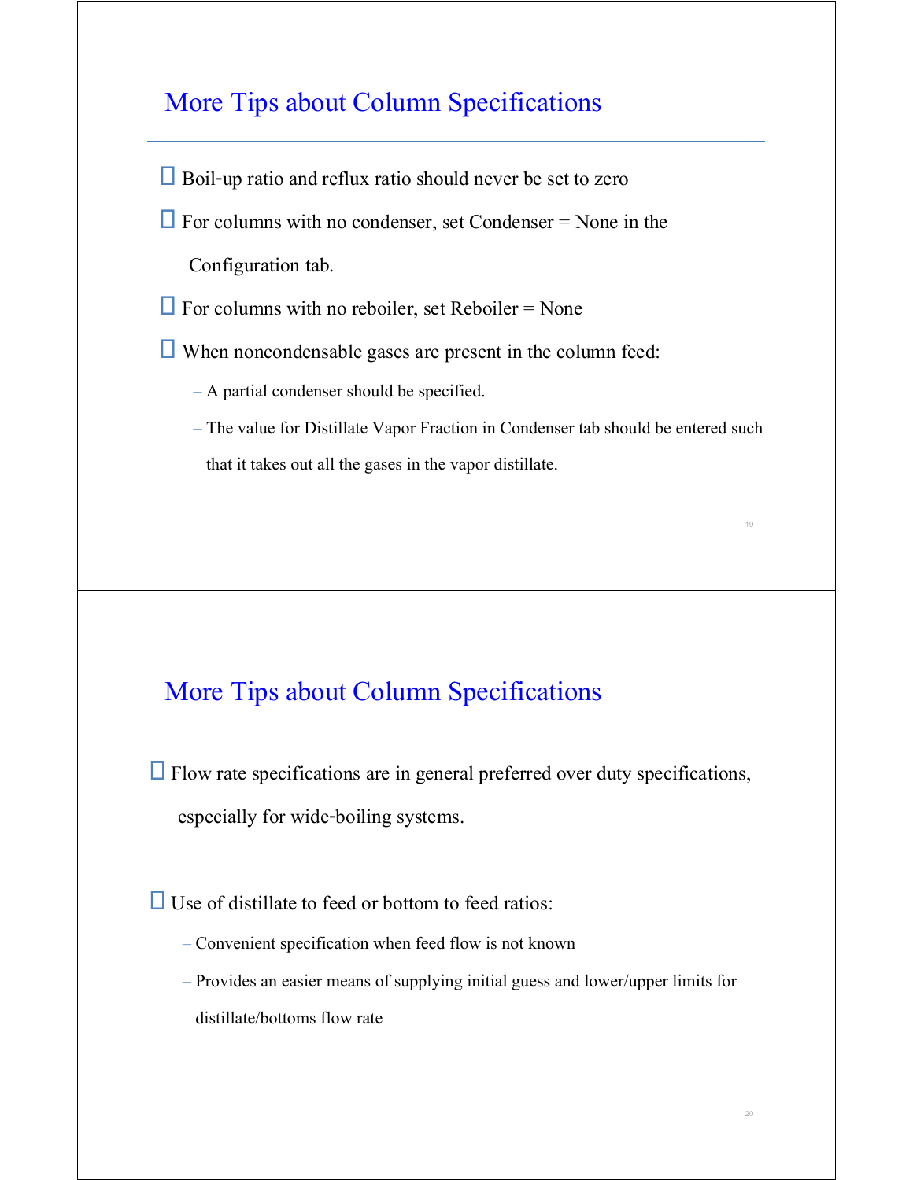## More Tips about Column Specifications

- Boil-up ratio and reflux ratio should never be set to zero
- For columns with no condenser, set Condenser = None in the Configuration tab.
- For columns with no reboiler, set Reboiler = None
- When noncondensable gases are present in the column feed:
  - A partial condenser should be specified.
  - The value for Distillate Vapor Fraction in Condenser tab should be entered such that it takes out all the gases in the vapor distillate.

## More Tips about Column Specifications

- Flow rate specifications are in general preferred over duty specifications, especially for wide-boiling systems.
- Use of distillate to feed or bottom to feed ratios:
  - Convenient specification when feed flow is not known
  - Provides an easier means of supplying initial guess and lower/upper limits for distillate/bottoms flow rate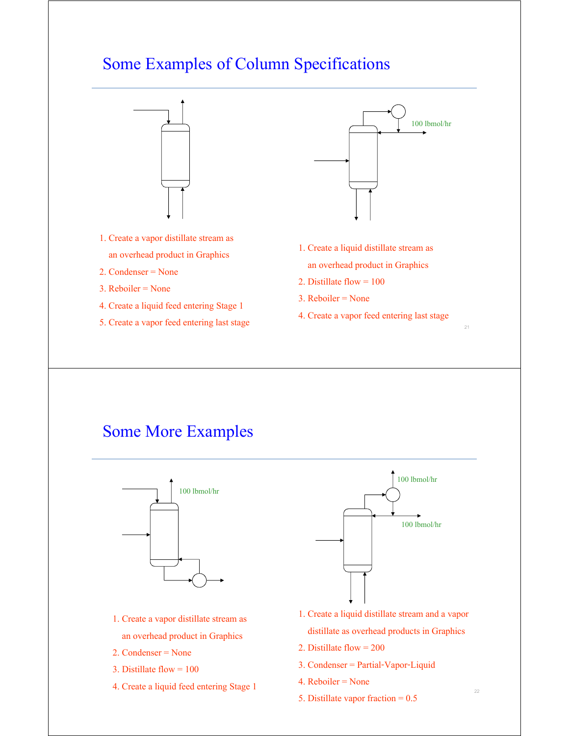# Some Examples of Column Specifications

1. Create a vapor distillate stream as an overhead product in Graphics
2. Condenser = None
3. Reboiler = None
4. Create a liquid feed entering Stage 1
5. Create a vapor feed entering last stage

100 lbmol/hr

1. Create a liquid distillate stream as an overhead product in Graphics
2. Distillate flow = 100
3. Reboiler = None
4. Create a vapor feed entering last stage

# Some More Examples

100 lbmol/hr

1. Create a vapor distillate stream as an overhead product in Graphics
2. Condenser = None
3. Distillate flow = 100
4. Create a liquid feed entering Stage 1

100 lbmol/hr

100 lbmol/hr

1. Create a liquid distillate stream and a vapor distillate as overhead products in Graphics
2. Distillate flow = 200
3. Condenser = Partial-Vapor-Liquid
4. Reboiler = None
5. Distillate vapor fraction = 0.5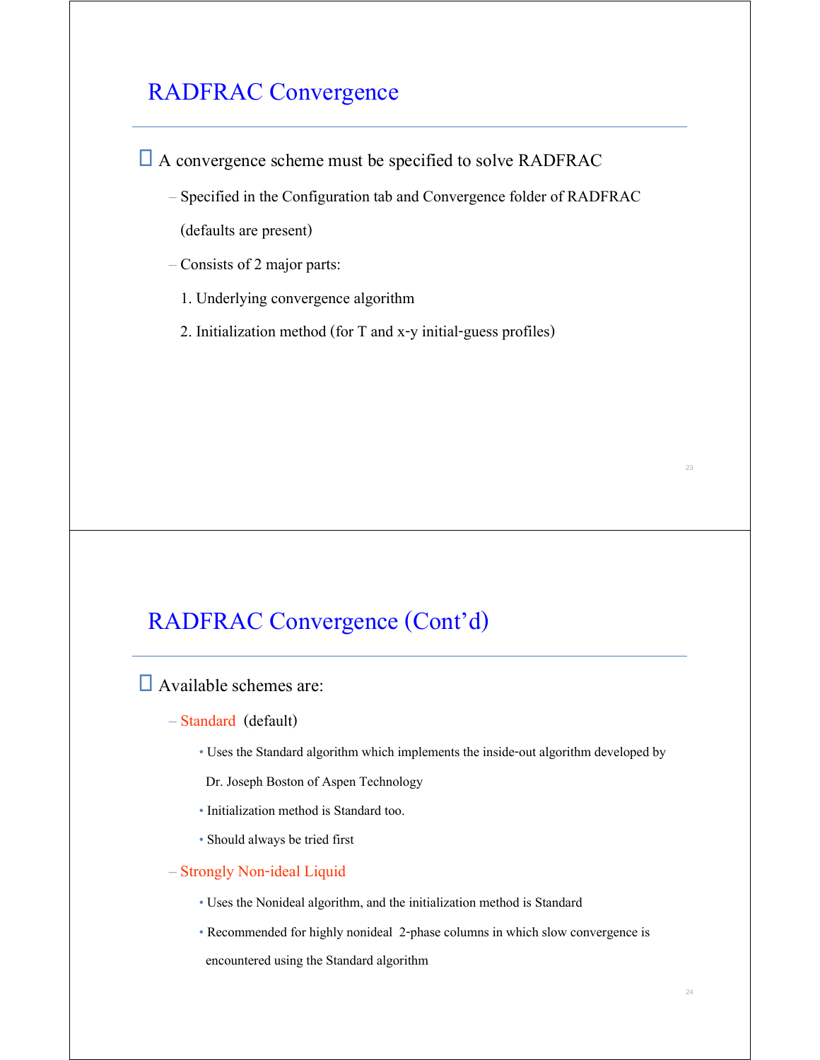## RADFRAC Convergence

- A convergence scheme must be specified to solve RADFRAC
  - Specified in the Configuration tab and Convergence folder of RADFRAC (defaults are present)
  - Consists of 2 major parts:
    1. Underlying convergence algorithm
    2. Initialization method (for T and x-y initial-guess profiles)

## RADFRAC Convergence (Cont'd)

- Available schemes are:
  - Standard (default)
    - Uses the Standard algorithm which implements the inside-out algorithm developed by Dr. Joseph Boston of Aspen Technology
    - Initialization method is Standard too.
    - Should always be tried first
  - Strongly Non-ideal Liquid
    - Uses the Nonideal algorithm, and the initialization method is Standard
    - Recommended for highly nonideal 2-phase columns in which slow convergence is encountered using the Standard algorithm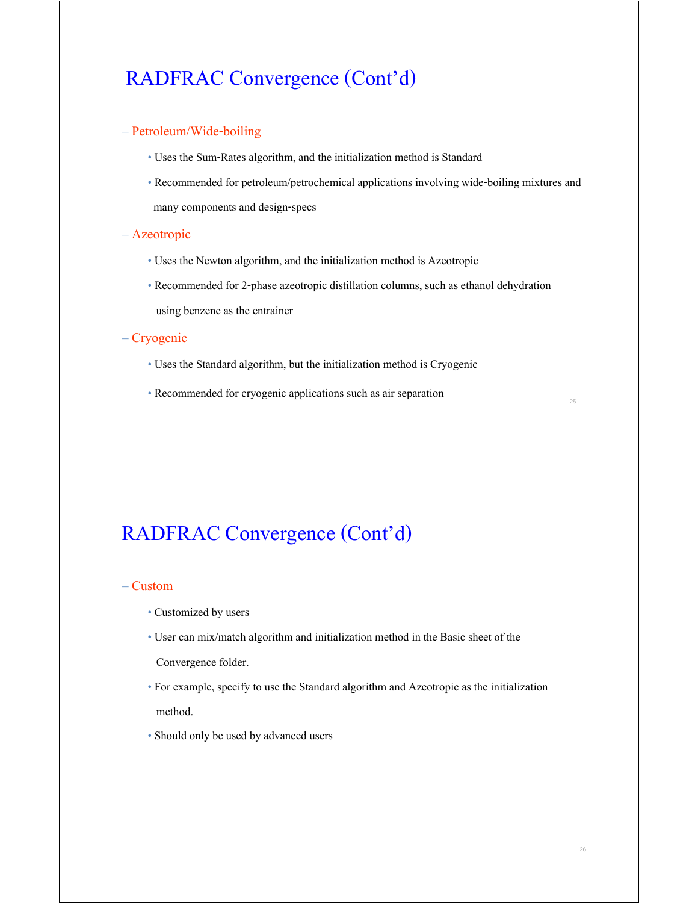# RADFRAC Convergence (Cont'd)

- Petroleum/Wide-boiling
  - Uses the Sum-Rates algorithm, and the initialization method is Standard
  - Recommended for petroleum/petrochemical applications involving wide-boiling mixtures and many components and design-specs
- Azeotropic
  - Uses the Newton algorithm, and the initialization method is Azeotropic
  - Recommended for 2-phase azeotropic distillation columns, such as ethanol dehydration using benzene as the entrainer
- Cryogenic
  - Uses the Standard algorithm, but the initialization method is Cryogenic
  - Recommended for cryogenic applications such as air separation

# RADFRAC Convergence (Cont'd)

- Custom
  - Customized by users
  - User can mix/match algorithm and initialization method in the Basic sheet of the Convergence folder.
  - For example, specify to use the Standard algorithm and Azeotropic as the initialization method.
  - Should only be used by advanced users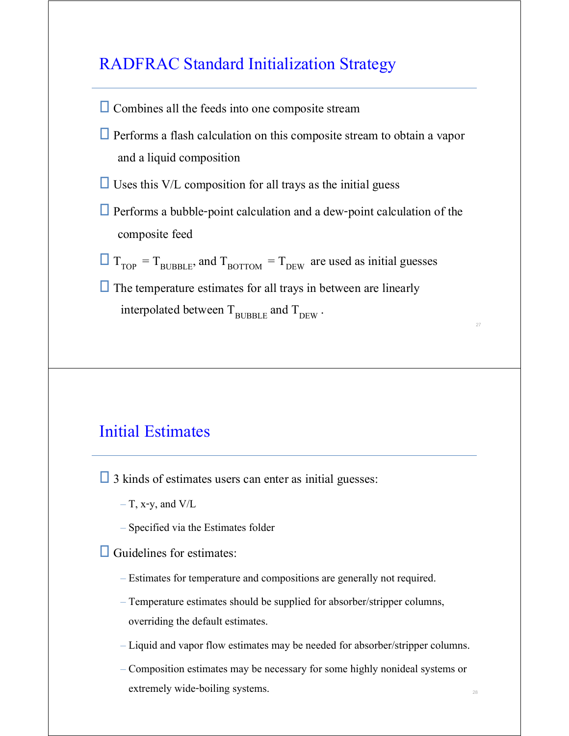## RADFRAC Standard Initialization Strategy

- Combines all the feeds into one composite stream
- Performs a flash calculation on this composite stream to obtain a vapor and a liquid composition
- Uses this V/L composition for all trays as the initial guess
- Performs a bubble-point calculation and a dew-point calculation of the composite feed
- $T_{TOP} = T_{BUBBLE}$, and $T_{BOTTOM} = T_{DEW}$ are used as initial guesses
- The temperature estimates for all trays in between are linearly interpolated between $T_{BUBBLE}$ and $T_{DEW}$.

## Initial Estimates

- 3 kinds of estimates users can enter as initial guesses:
  - T, x-y, and V/L
  - Specified via the Estimates folder
- Guidelines for estimates:
  - Estimates for temperature and compositions are generally not required.
  - Temperature estimates should be supplied for absorber/stripper columns, overriding the default estimates.
  - Liquid and vapor flow estimates may be needed for absorber/stripper columns.
  - Composition estimates may be necessary for some highly nonideal systems or extremely wide-boiling systems.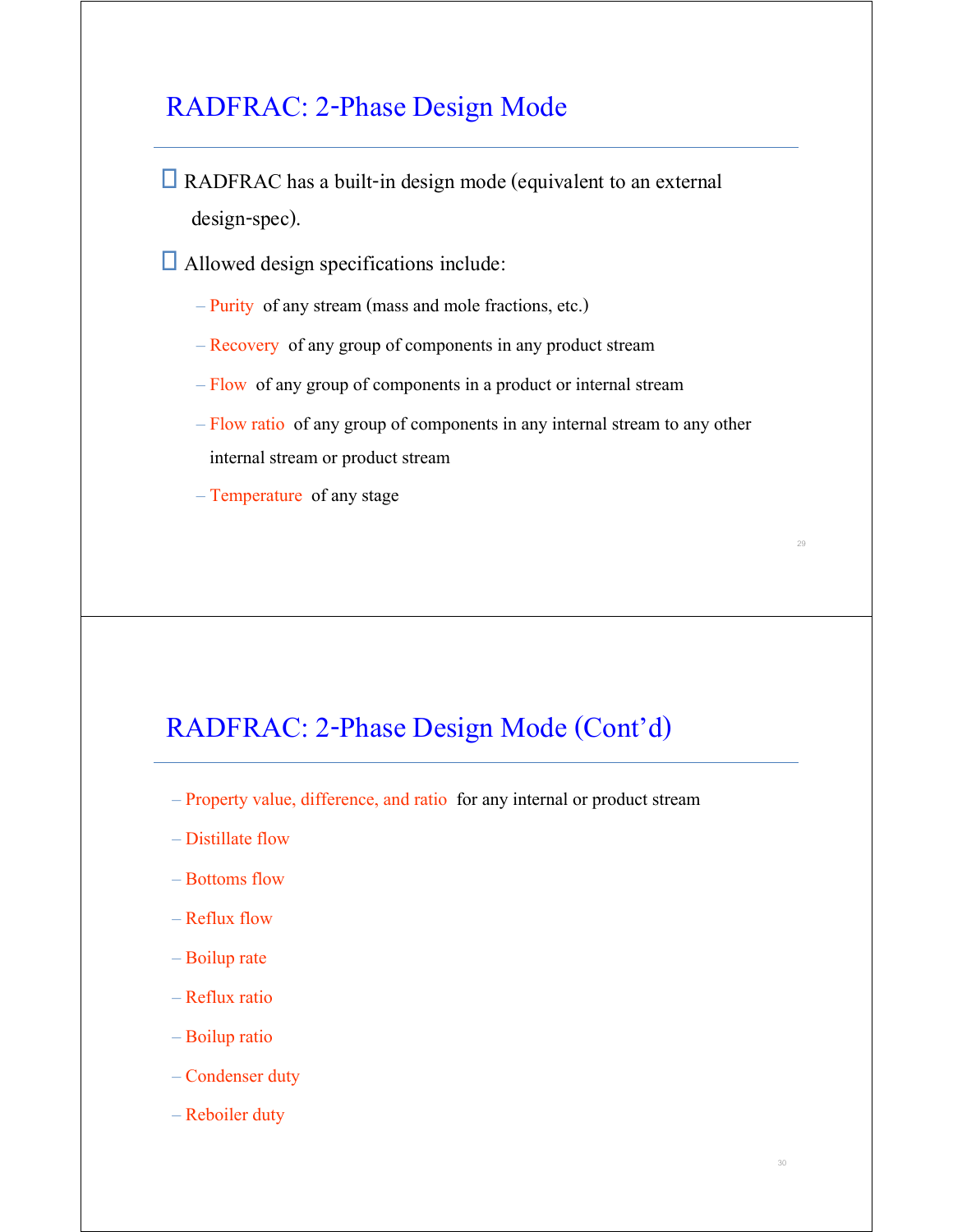## RADFRAC: 2-Phase Design Mode

- RADFRAC has a built-in design mode (equivalent to an external design-spec).
- Allowed design specifications include:
  - Purity of any stream (mass and mole fractions, etc.)
  - Recovery of any group of components in any product stream
  - Flow of any group of components in a product or internal stream
  - Flow ratio of any group of components in any internal stream to any other internal stream or product stream
  - Temperature of any stage

## RADFRAC: 2-Phase Design Mode (Cont'd)

- Property value, difference, and ratio for any internal or product stream
- Distillate flow
- Bottoms flow
- Reflux flow
- Boilup rate
- Reflux ratio
- Boilup ratio
- Condenser duty
- Reboiler duty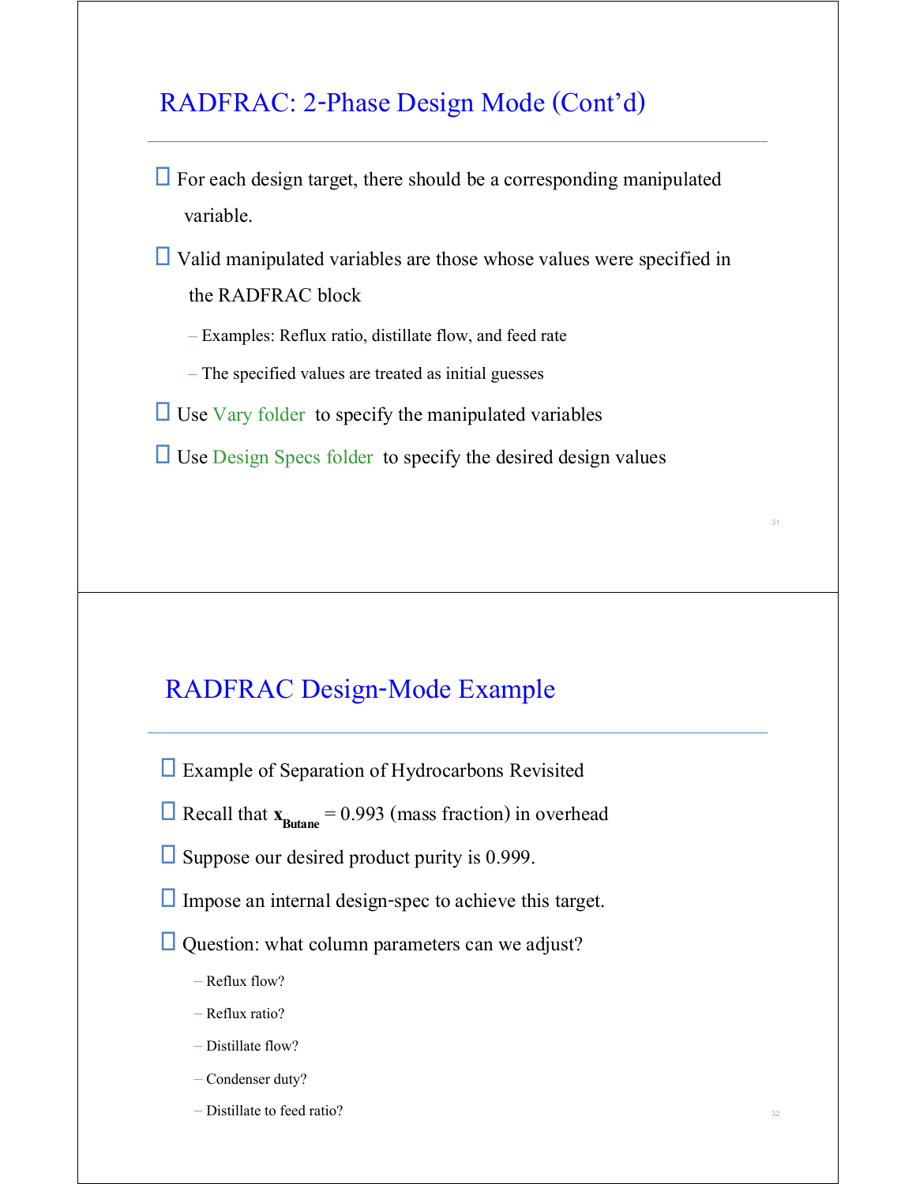## RADFRAC: 2-Phase Design Mode (Cont'd)

- For each design target, there should be a corresponding manipulated variable.
- Valid manipulated variables are those whose values were specified in the RADFRAC block
  - Examples: Reflux ratio, distillate flow, and feed rate
  - The specified values are treated as initial guesses
- Use Vary folder to specify the manipulated variables
- Use Design Specs folder to specify the desired design values

## RADFRAC Design-Mode Example

- Example of Separation of Hydrocarbons Revisited
- Recall that $\mathbf{x}_{\mathbf{Butane}} = 0.993$ (mass fraction) in overhead
- Suppose our desired product purity is 0.999.
- Impose an internal design-spec to achieve this target.
- Question: what column parameters can we adjust?
  - Reflux flow?
  - Reflux ratio?
  - Distillate flow?
  - Condenser duty?
  - Distillate to feed ratio?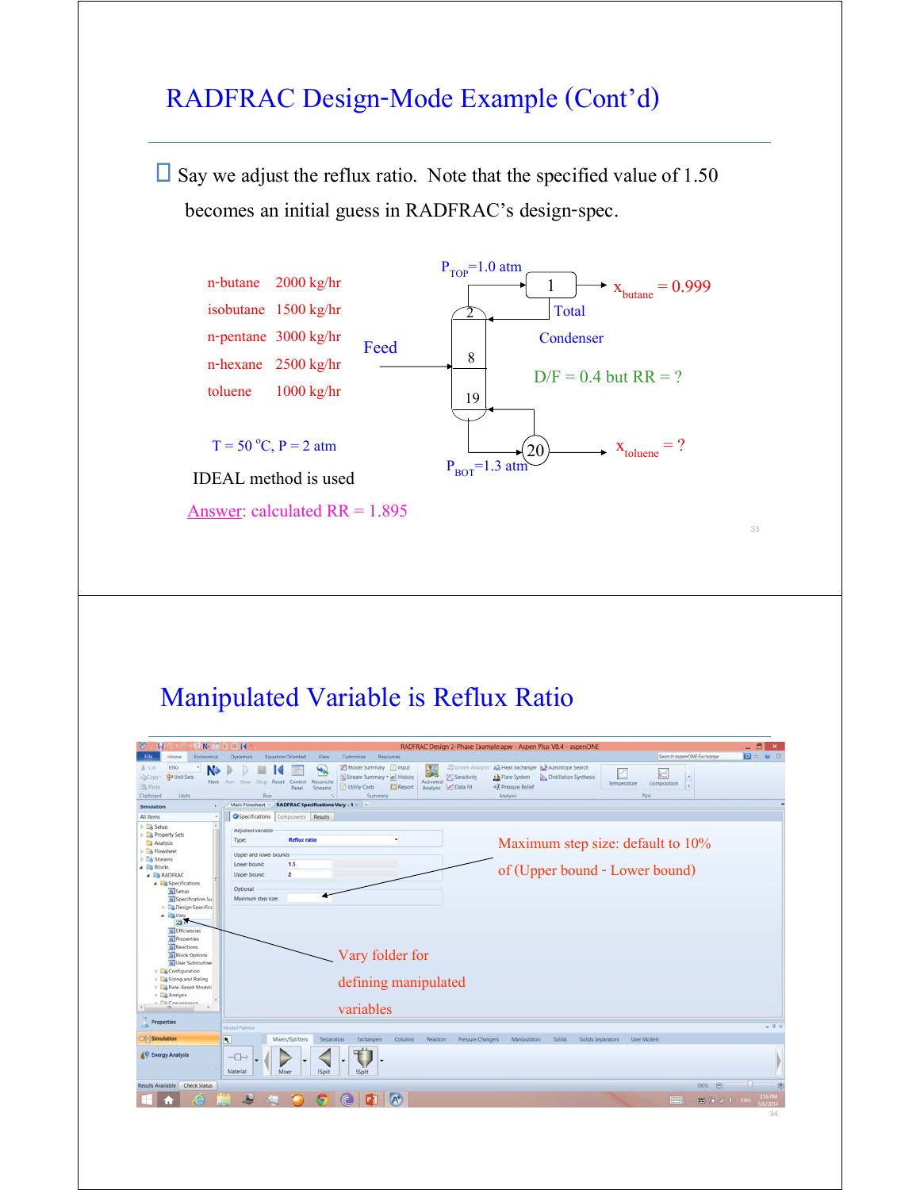# RADFRAC Design-Mode Example (Cont'd)

- Say we adjust the reflux ratio. Note that the specified value of 1.50 becomes an initial guess in RADFRAC's design-spec.

| | |
|---|---|
| n-butane | 2000 kg/hr |
| isobutane | 1500 kg/hr |
| n-pentane | 3000 kg/hr |
| n-hexane | 2500 kg/hr |
| toluene | 1000 kg/hr |

T = 50 °C, P = 2 atm

Feed

$P_{TOP}$=1.0 atm

1

2

8

19

20

$x_{butane}$ = 0.999

Total Condenser

D/F = 0.4 but RR = ?

$P_{BOT}$=1.3 atm

$x_{toluene}$ = ?

IDEAL method is used

Answer: calculated RR = 1.895

# Manipulated Variable is Reflux Ratio

Maximum step size: default to 10% of (Upper bound - Lower bound)

Vary folder for defining manipulated variables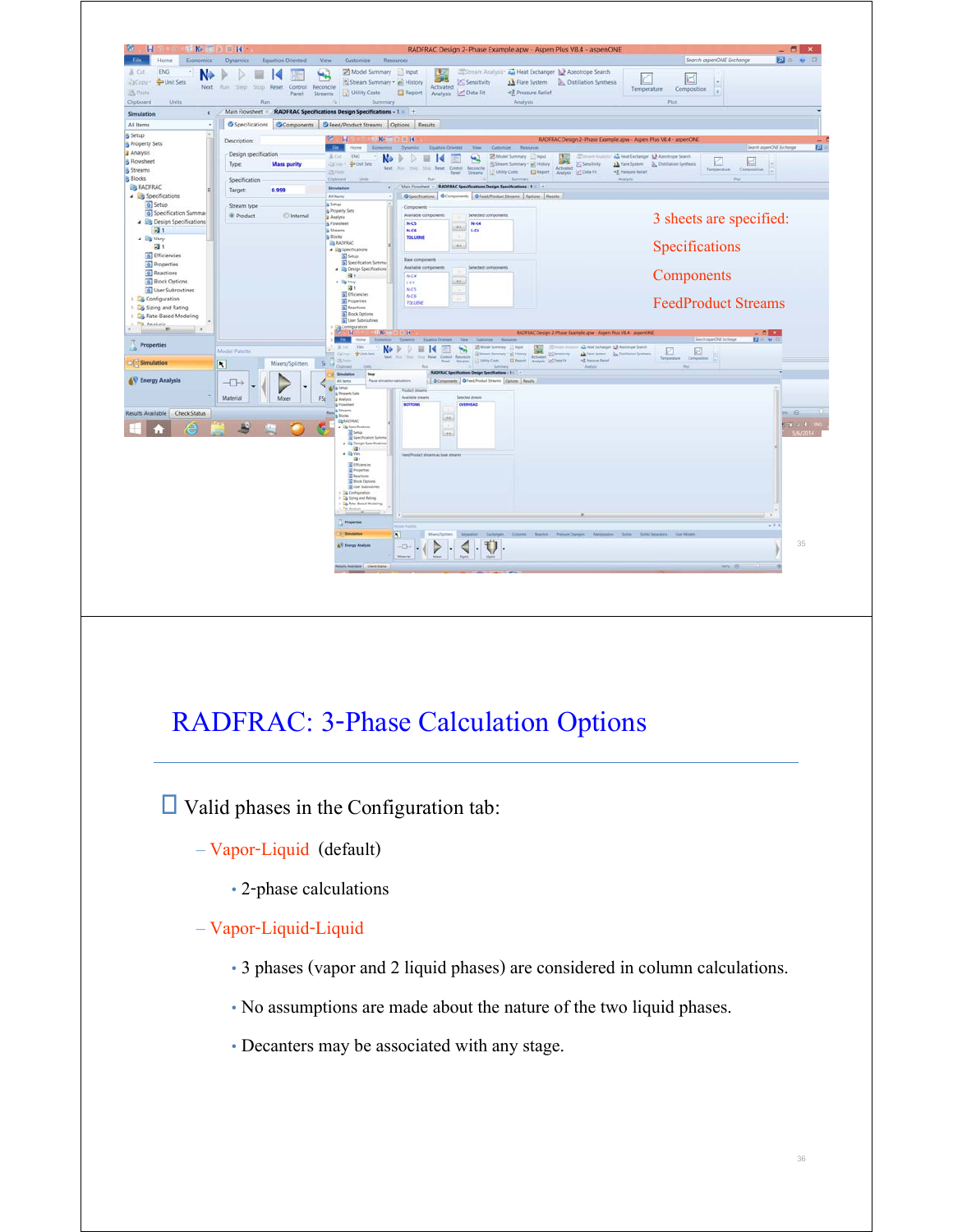3 sheets are specified:

Specifications

Components

FeedProduct Streams

# RADFRAC: 3-Phase Calculation Options

- Valid phases in the Configuration tab:
  - Vapor-Liquid (default)
    - 2-phase calculations
  - Vapor-Liquid-Liquid
    - 3 phases (vapor and 2 liquid phases) are considered in column calculations.
    - No assumptions are made about the nature of the two liquid phases.
    - Decanters may be associated with any stage.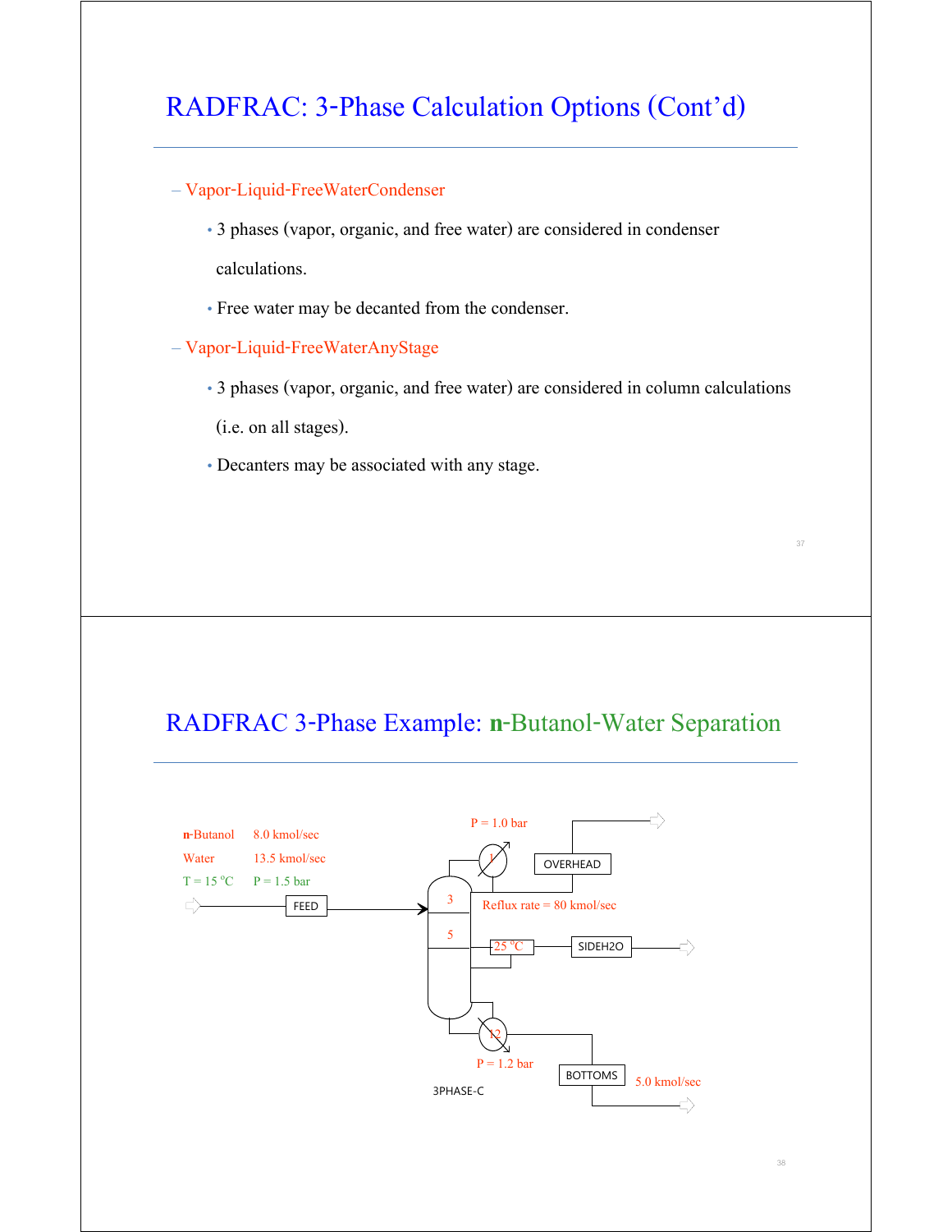# RADFRAC: 3-Phase Calculation Options (Cont'd)

- Vapor-Liquid-FreeWaterCondenser
  - 3 phases (vapor, organic, and free water) are considered in condenser calculations.
  - Free water may be decanted from the condenser.
- Vapor-Liquid-FreeWaterAnyStage
  - 3 phases (vapor, organic, and free water) are considered in column calculations (i.e. on all stages).
  - Decanters may be associated with any stage.

# RADFRAC 3-Phase Example: n-Butanol-Water Separation

n-Butanol 8.0 kmol/sec

Water 13.5 kmol/sec

T = 15 °C  P = 1.5 bar

FEED

P = 1.0 bar

1

OVERHEAD

3

Reflux rate = 80 kmol/sec

5

25 °C

SIDEH2O

12

P = 1.2 bar

BOTTOMS

5.0 kmol/sec

3PHASE-C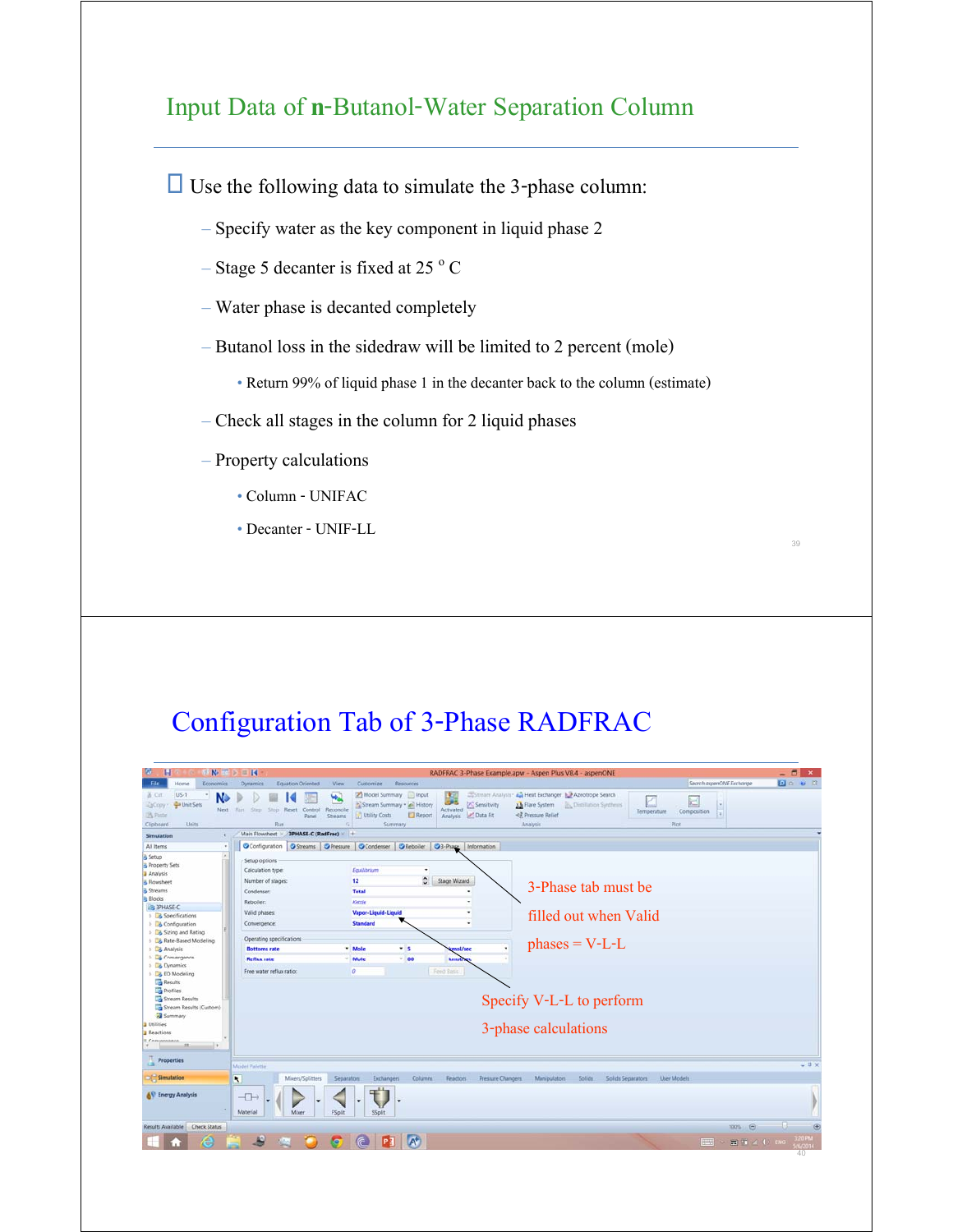# Input Data of n-Butanol-Water Separation Column

- Use the following data to simulate the 3-phase column:
  - Specify water as the key component in liquid phase 2
  - Stage 5 decanter is fixed at 25 $^{o}$ C
  - Water phase is decanted completely
  - Butanol loss in the sidedraw will be limited to 2 percent (mole)
    - Return 99% of liquid phase 1 in the decanter back to the column (estimate)
  - Check all stages in the column for 2 liquid phases
  - Property calculations
    - Column - UNIFAC
    - Decanter - UNIF-LL

# Configuration Tab of 3-Phase RADFRAC

3-Phase tab must be filled out when Valid phases = V-L-L

Specify V-L-L to perform 3-phase calculations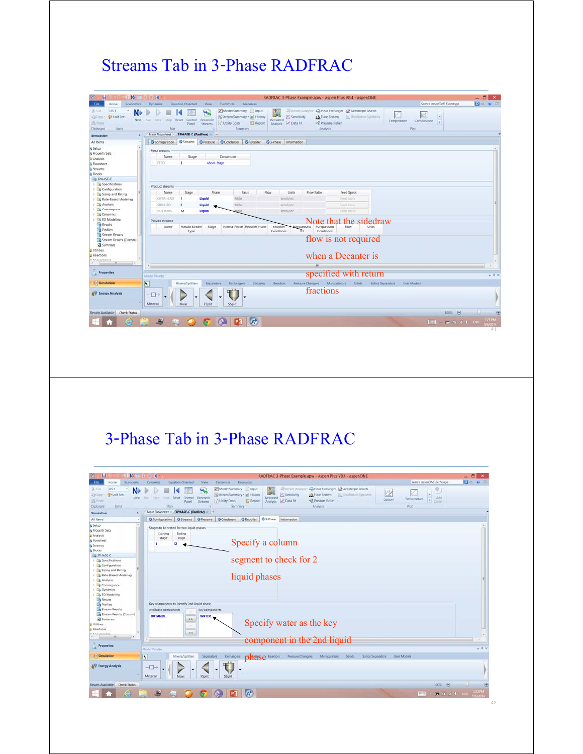# Streams Tab in 3-Phase RADFRAC

Note that the sidedraw flow is not required when a Decanter is specified with return fractions

# 3-Phase Tab in 3-Phase RADFRAC

Specify a column segment to check for 2 liquid phases

Specify water as the key component in the 2nd liquid phase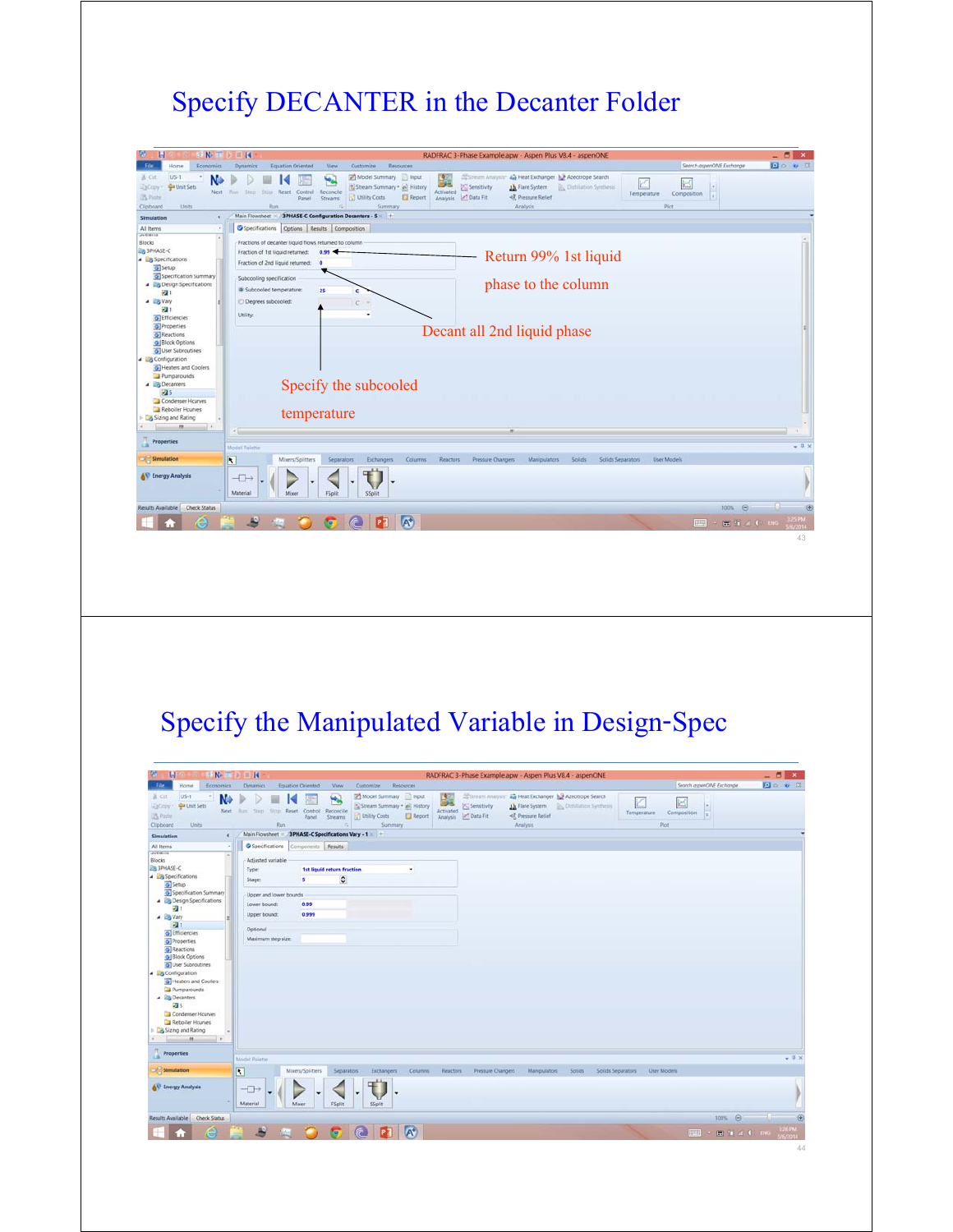# Specify DECANTER in the Decanter Folder

Return 99% 1st liquid phase to the column

Decant all 2nd liquid phase

Specify the subcooled temperature

# Specify the Manipulated Variable in Design-Spec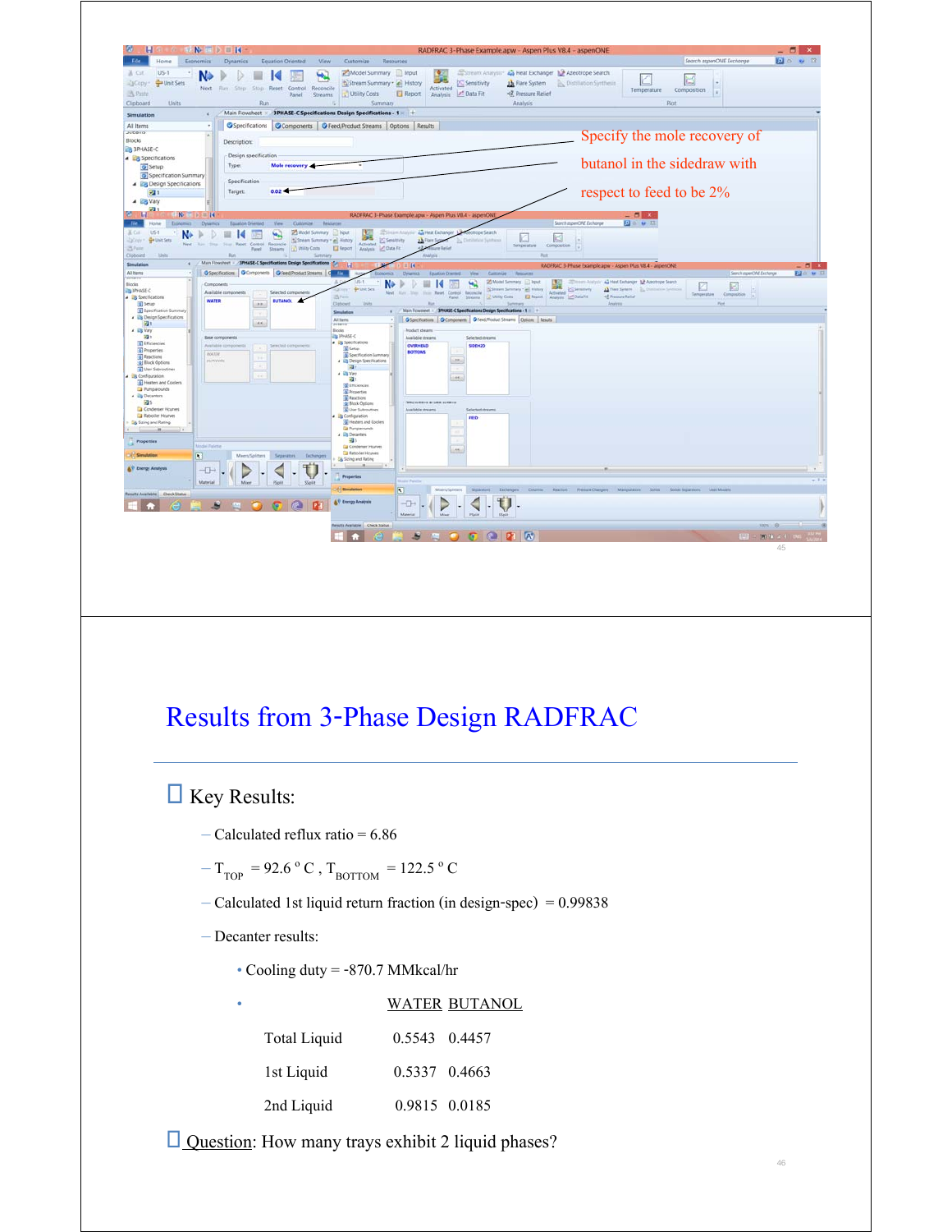Specify the mole recovery of butanol in the sidedraw with respect to feed to be 2%

# Results from 3-Phase Design RADFRAC

- Key Results:
  - Calculated reflux ratio = 6.86
  - $T_{TOP}$ = 92.6 °C , $T_{BOTTOM}$ = 122.5 °C
  - Calculated 1st liquid return fraction (in design-spec) = 0.99838
  - Decanter results:
    - Cooling duty = -870.7 MMkcal/hr
    - 

| | WATER | BUTANOL |
|---|---|---|
| Total Liquid | 0.5543 | 0.4457 |
| 1st Liquid | 0.5337 | 0.4663 |
| 2nd Liquid | 0.9815 | 0.0185 |

- Question: How many trays exhibit 2 liquid phases?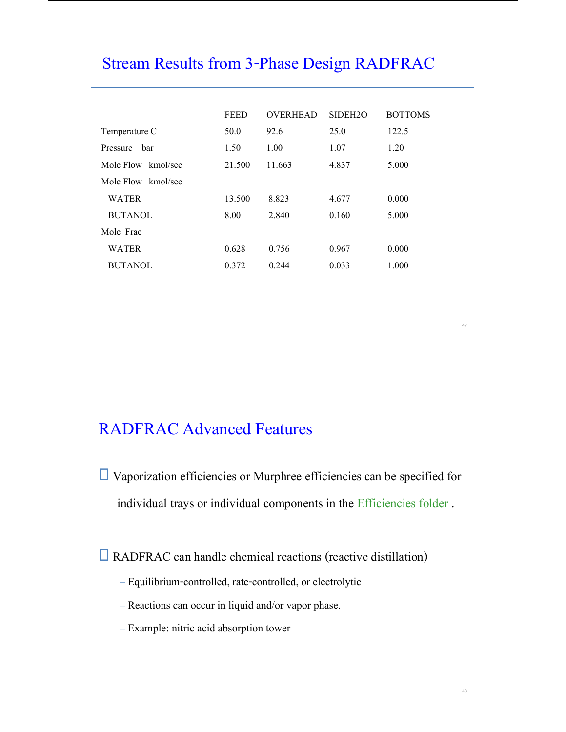## Stream Results from 3-Phase Design RADFRAC

| | FEED | OVERHEAD | SIDEH2O | BOTTOMS |
|---|---|---|---|---|
| Temperature C | 50.0 | 92.6 | 25.0 | 122.5 |
| Pressure bar | 1.50 | 1.00 | 1.07 | 1.20 |
| Mole Flow kmol/sec | 21.500 | 11.663 | 4.837 | 5.000 |
| Mole Flow kmol/sec | | | | |
| WATER | 13.500 | 8.823 | 4.677 | 0.000 |
| BUTANOL | 8.00 | 2.840 | 0.160 | 5.000 |
| Mole Frac | | | | |
| WATER | 0.628 | 0.756 | 0.967 | 0.000 |
| BUTANOL | 0.372 | 0.244 | 0.033 | 1.000 |

## RADFRAC Advanced Features

- Vaporization efficiencies or Murphree efficiencies can be specified for individual trays or individual components in the Efficiencies folder .
- RADFRAC can handle chemical reactions (reactive distillation)
  - Equilibrium-controlled, rate-controlled, or electrolytic
  - Reactions can occur in liquid and/or vapor phase.
  - Example: nitric acid absorption tower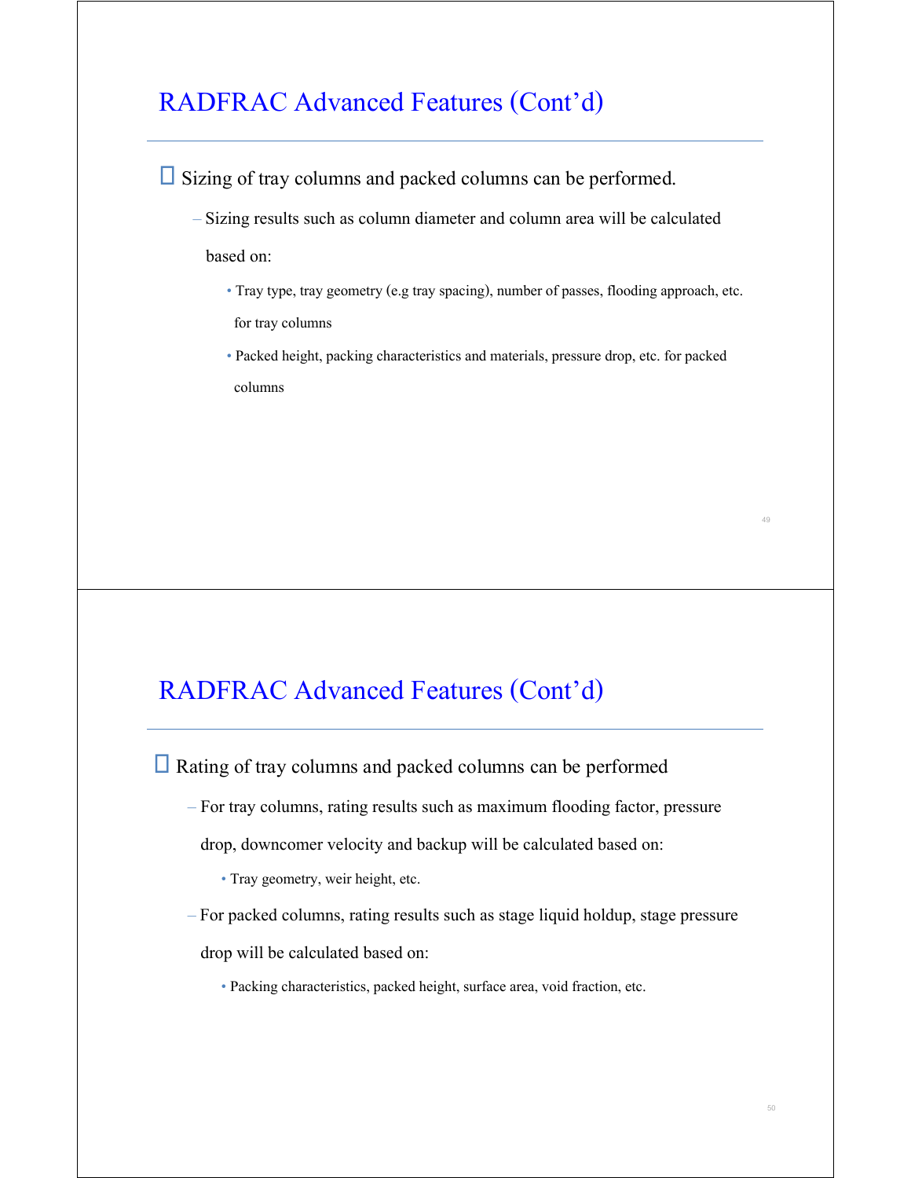## RADFRAC Advanced Features (Cont'd)

- Sizing of tray columns and packed columns can be performed.
  - Sizing results such as column diameter and column area will be calculated based on:
    - Tray type, tray geometry (e.g tray spacing), number of passes, flooding approach, etc. for tray columns
    - Packed height, packing characteristics and materials, pressure drop, etc. for packed columns

## RADFRAC Advanced Features (Cont'd)

- Rating of tray columns and packed columns can be performed
  - For tray columns, rating results such as maximum flooding factor, pressure drop, downcomer velocity and backup will be calculated based on:
    - Tray geometry, weir height, etc.
  - For packed columns, rating results such as stage liquid holdup, stage pressure drop will be calculated based on:
    - Packing characteristics, packed height, surface area, void fraction, etc.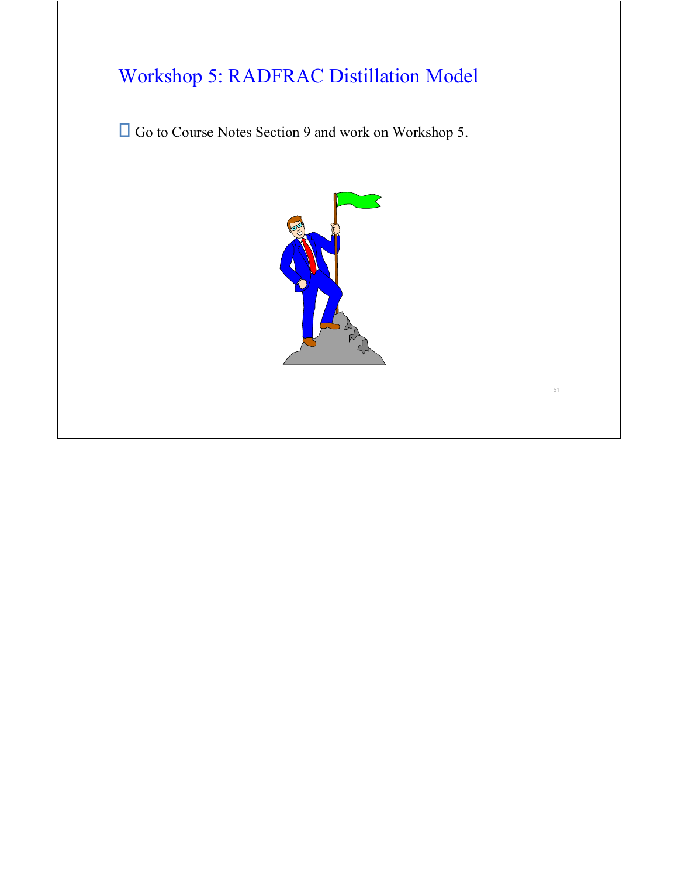# Workshop 5: RADFRAC Distillation Model

- Go to Course Notes Section 9 and work on Workshop 5.